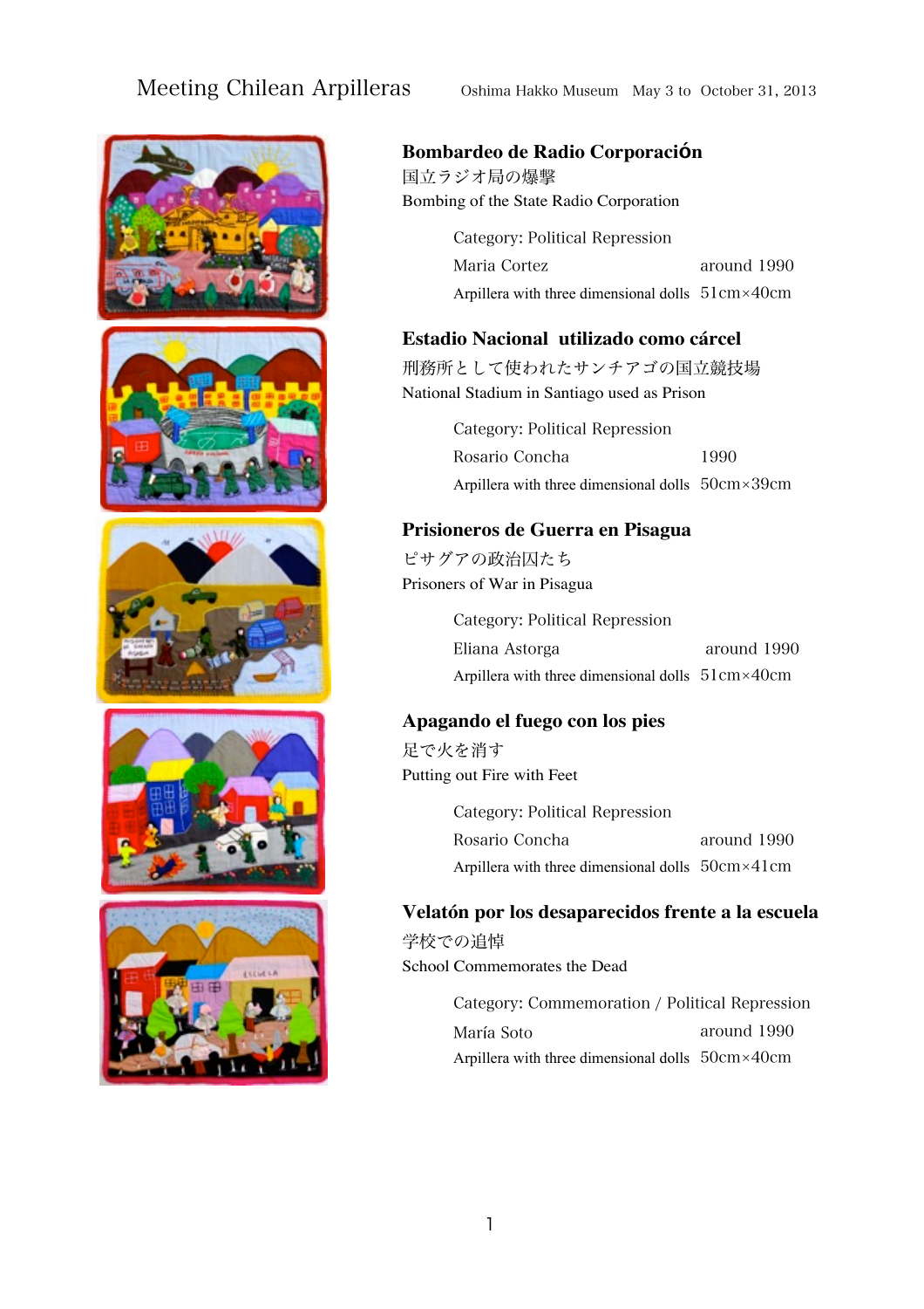# Meeting Chilean Arpilleras

Oshima Hakko Museum May 3 to October 31, 2013

## Bombardeo de Radio Corporación

国立ラジオ局の爆撃

Bombing of the State Radio Corporation

Category: Political Repression

Maria Cortez around 1990

Arpillera with three dimensional dolls 51cm×40cm

## Estadio Nacional utilizado como cárcel

刑務所として使われたサンチアゴの国立競技場

National Stadium in Santiago used as Prison

Category: Political Repression

Rosario Concha 1990

Arpillera with three dimensional dolls 50cm×39cm

## Prisioneros de Guerra en Pisagua

ピサグアの政治囚たち

Prisoners of War in Pisagua

Category: Political Repression

Eliana Astorga around 1990

Arpillera with three dimensional dolls 51cm×40cm

## Apagando el fuego con los pies

足で火を消す

Putting out Fire with Feet

Category: Political Repression

Rosario Concha around 1990

Arpillera with three dimensional dolls 50cm×41cm

## Velatón por los desaparecidos frente a la escuela

学校での追悼

School Commemorates the Dead

Category: Commemoration / Political Repression

María Soto around 1990

Arpillera with three dimensional dolls 50cm×40cm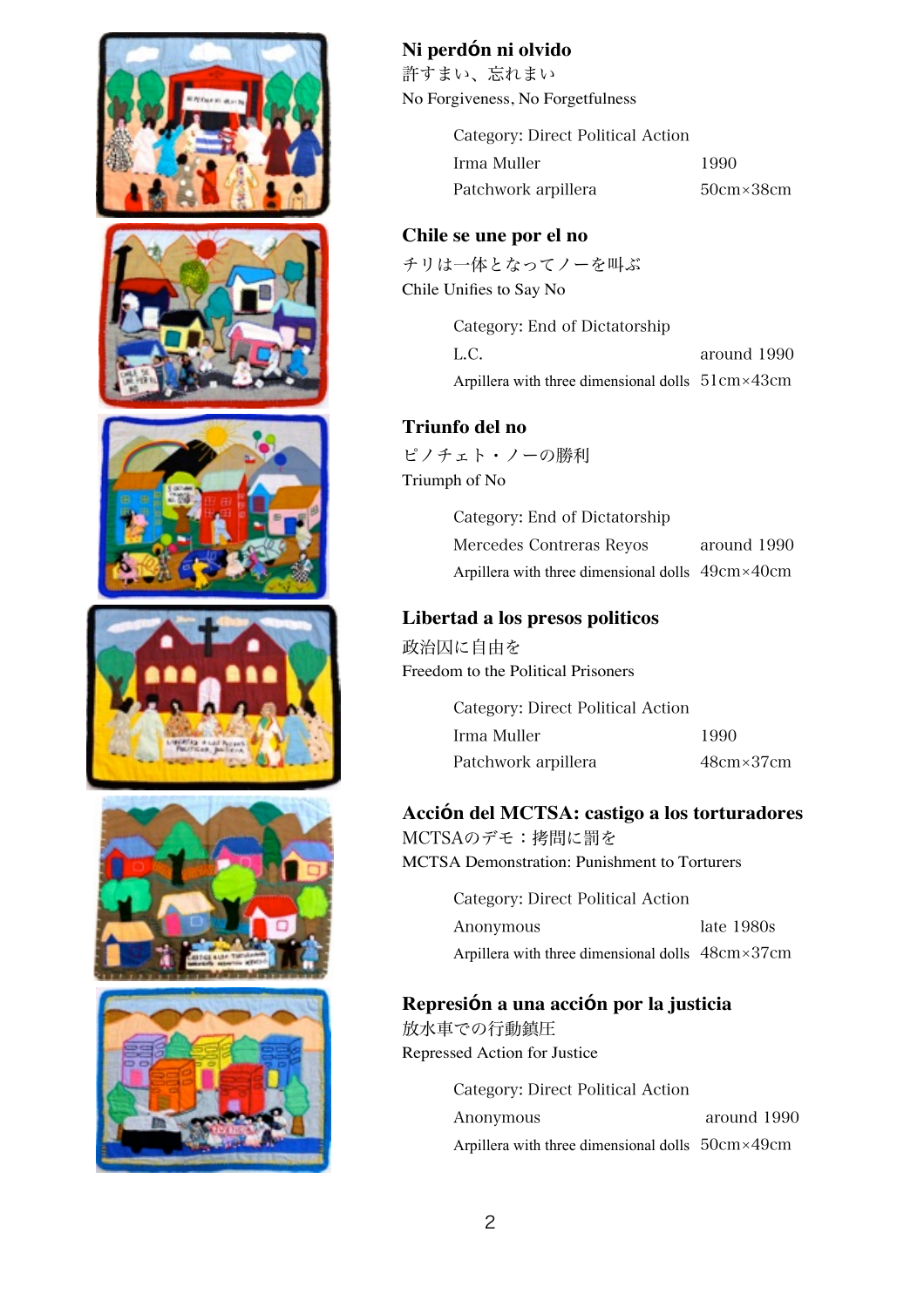## Ni perdón ni olvido

許すまい、忘れまい

No Forgiveness, No Forgetfulness

Category: Direct Political Action

Irma Muller 1990

Patchwork arpillera 50cm×38cm

## Chile se une por el no

チリは一体となってノーを叫ぶ

Chile Unifies to Say No

Category: End of Dictatorship

L.C. around 1990

Arpillera with three dimensional dolls 51cm×43cm

## Triunfo del no

ピノチェト・ノーの勝利

Triumph of No

Category: End of Dictatorship

Mercedes Contreras Reyos around 1990

Arpillera with three dimensional dolls 49cm×40cm

## Libertad a los presos politicos

政治囚に自由を

Freedom to the Political Prisoners

Category: Direct Political Action

Irma Muller 1990

Patchwork arpillera 48cm×37cm

## Acción del MCTSA: castigo a los torturadores

MCTSAのデモ：拷問に罰を

MCTSA Demonstration: Punishment to Torturers

Category: Direct Political Action

Anonymous late 1980s

Arpillera with three dimensional dolls 48cm×37cm

## Represión a una acción por la justicia

放水車での行動鎮圧

Repressed Action for Justice

Category: Direct Political Action

Anonymous around 1990

Arpillera with three dimensional dolls 50cm×49cm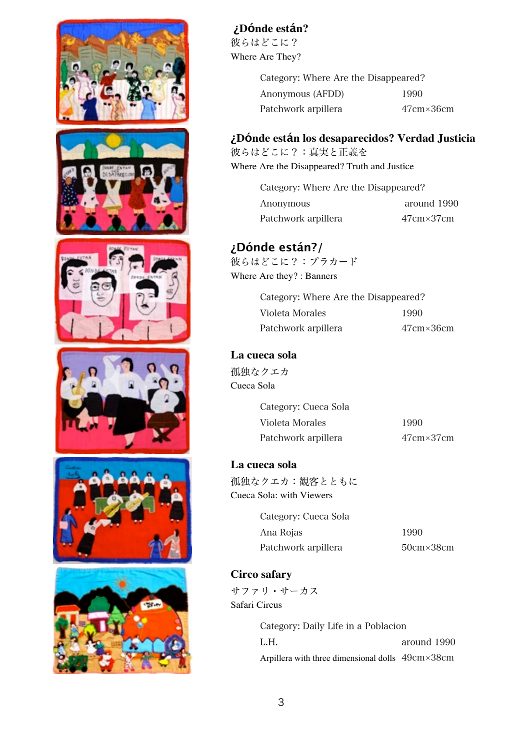### ¿Dónde están?

彼らはどこに？

Where Are They?

Category: Where Are the Disappeared?

| | |
|---|---|
| Anonymous (AFDD) | 1990 |
| Patchwork arpillera | 47cm×36cm |

### ¿Dónde están los desaparecidos? Verdad Justicia

彼らはどこに？：真実と正義を

Where Are the Disappeared? Truth and Justice

Category: Where Are the Disappeared?

| | |
|---|---|
| Anonymous | around 1990 |
| Patchwork arpillera | 47cm×37cm |

### ¿Dónde están?/

彼らはどこに？：プラカード

Where Are they? : Banners

Category: Where Are the Disappeared?

| | |
|---|---|
| Violeta Morales | 1990 |
| Patchwork arpillera | 47cm×36cm |

### La cueca sola

孤独なクエカ

Cueca Sola

Category: Cueca Sola

| | |
|---|---|
| Violeta Morales | 1990 |
| Patchwork arpillera | 47cm×37cm |

### La cueca sola

孤独なクエカ：観客とともに

Cueca Sola: with Viewers

Category: Cueca Sola

| | |
|---|---|
| Ana Rojas | 1990 |
| Patchwork arpillera | 50cm×38cm |

### Circo safary

サファリ・サーカス

Safari Circus

Category: Daily Life in a Poblacion

| | |
|---|---|
| L.H. | around 1990 |
| Arpillera with three dimensional dolls | 49cm×38cm |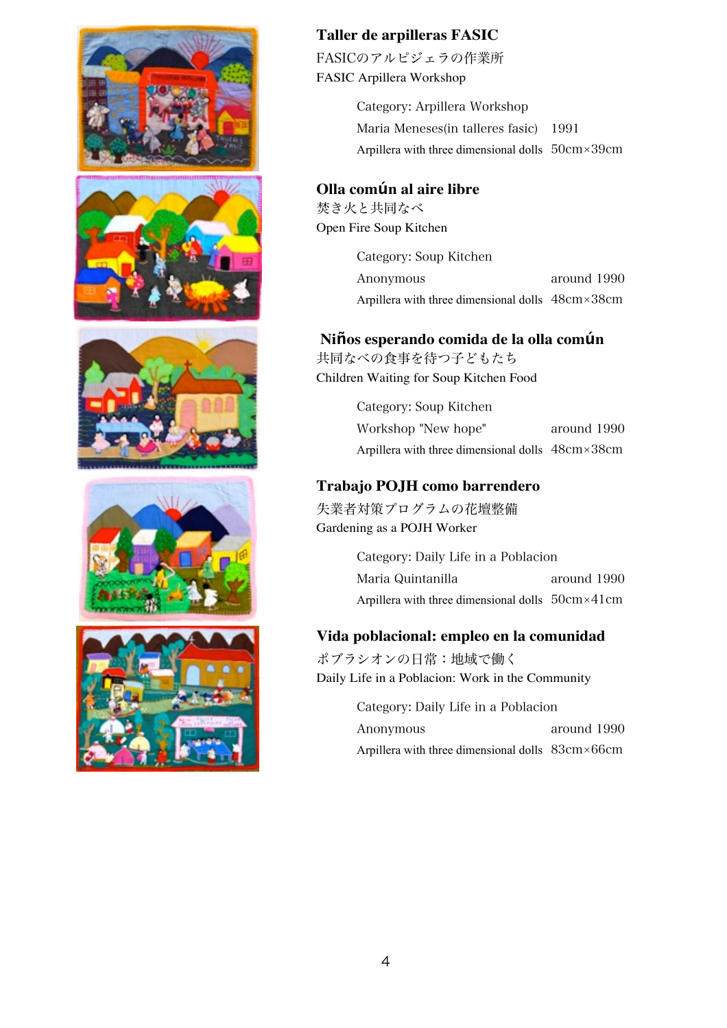## Taller de arpilleras FASIC

FASICのアルピジェラの作業所

FASIC Arpillera Workshop

Category: Arpillera Workshop

Maria Meneses(in talleres fasic)　1991

Arpillera with three dimensional dolls　50cm×39cm

## Olla común al aire libre

焚き火と共同なべ

Open Fire Soup Kitchen

Category: Soup Kitchen

Anonymous　around 1990

Arpillera with three dimensional dolls　48cm×38cm

## Niños esperando comida de la olla común

共同なべの食事を待つ子どもたち

Children Waiting for Soup Kitchen Food

Category: Soup Kitchen

Workshop "New hope"　around 1990

Arpillera with three dimensional dolls　48cm×38cm

## Trabajo POJH como barrendero

失業者対策プログラムの花壇整備

Gardening as a POJH Worker

Category: Daily Life in a Poblacion

Maria Quintanilla　around 1990

Arpillera with three dimensional dolls　50cm×41cm

## Vida poblacional: empleo en la comunidad

ポブラシオンの日常：地域で働く

Daily Life in a Poblacion: Work in the Community

Category: Daily Life in a Poblacion

Anonymous　around 1990

Arpillera with three dimensional dolls　83cm×66cm